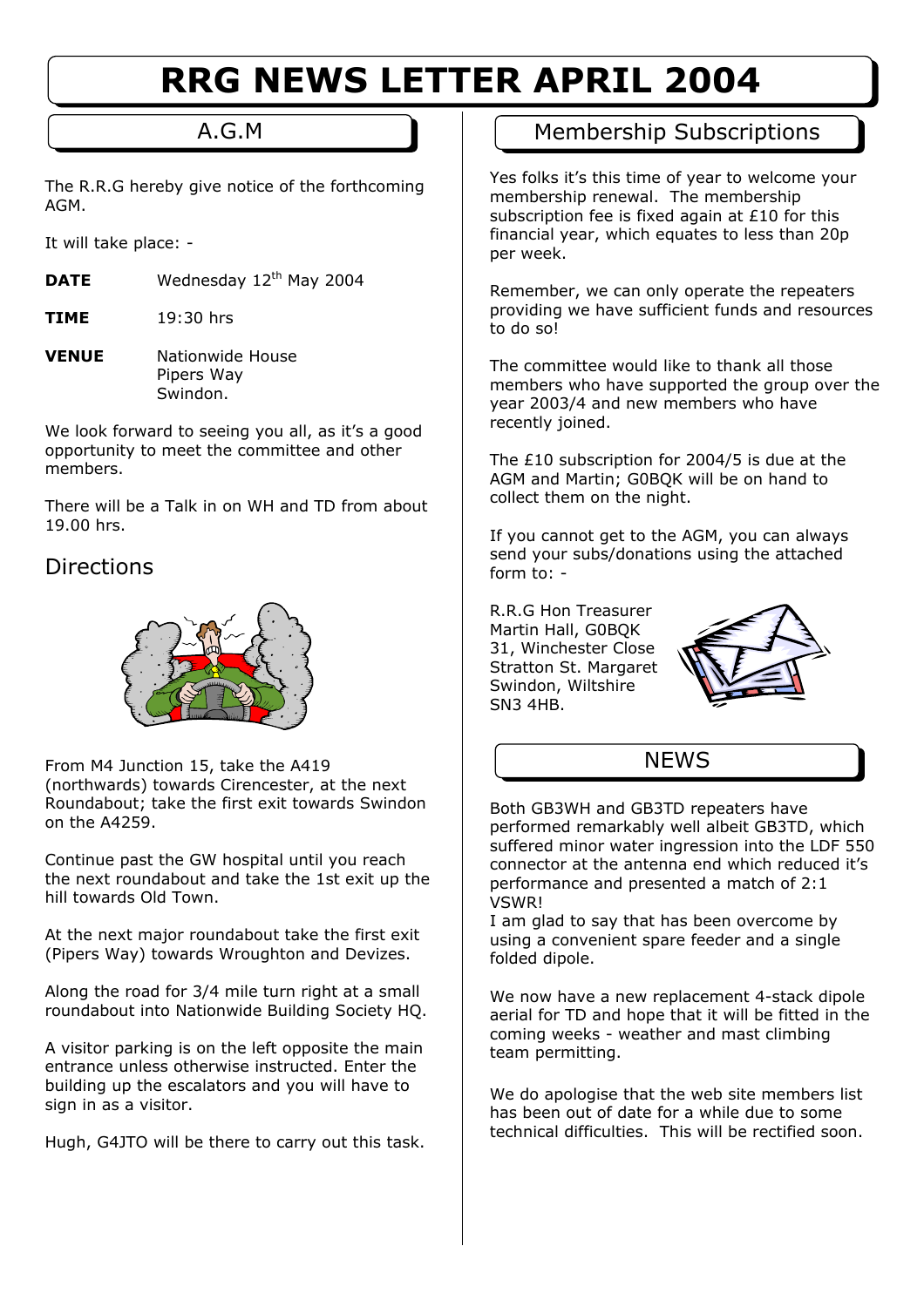# RRG NEWS LETTER APRIL 2004

## A.G.M

The R.R.G hereby give notice of the forthcoming AGM.

It will take place: -

**DATE** Wednesday 12th May 2004

**TIME** 19:30 hrs

**VENUE** Nationwide House
Pipers Way
Swindon.

We look forward to seeing you all, as it's a good opportunity to meet the committee and other members.

There will be a Talk in on WH and TD from about 19.00 hrs.

## Directions

From M4 Junction 15, take the A419 (northwards) towards Cirencester, at the next Roundabout; take the first exit towards Swindon on the A4259.

Continue past the GW hospital until you reach the next roundabout and take the 1st exit up the hill towards Old Town.

At the next major roundabout take the first exit (Pipers Way) towards Wroughton and Devizes.

Along the road for 3/4 mile turn right at a small roundabout into Nationwide Building Society HQ.

A visitor parking is on the left opposite the main entrance unless otherwise instructed. Enter the building up the escalators and you will have to sign in as a visitor.

Hugh, G4JTO will be there to carry out this task.

## Membership Subscriptions

Yes folks it's this time of year to welcome your membership renewal. The membership subscription fee is fixed again at £10 for this financial year, which equates to less than 20p per week.

Remember, we can only operate the repeaters providing we have sufficient funds and resources to do so!

The committee would like to thank all those members who have supported the group over the year 2003/4 and new members who have recently joined.

The £10 subscription for 2004/5 is due at the AGM and Martin; G0BQK will be on hand to collect them on the night.

If you cannot get to the AGM, you can always send your subs/donations using the attached form to: -

R.R.G Hon Treasurer
Martin Hall, G0BQK
31, Winchester Close
Stratton St. Margaret
Swindon, Wiltshire
SN3 4HB.

## NEWS

Both GB3WH and GB3TD repeaters have performed remarkably well albeit GB3TD, which suffered minor water ingression into the LDF 550 connector at the antenna end which reduced it's performance and presented a match of 2:1 VSWR!

I am glad to say that has been overcome by using a convenient spare feeder and a single folded dipole.

We now have a new replacement 4-stack dipole aerial for TD and hope that it will be fitted in the coming weeks - weather and mast climbing team permitting.

We do apologise that the web site members list has been out of date for a while due to some technical difficulties. This will be rectified soon.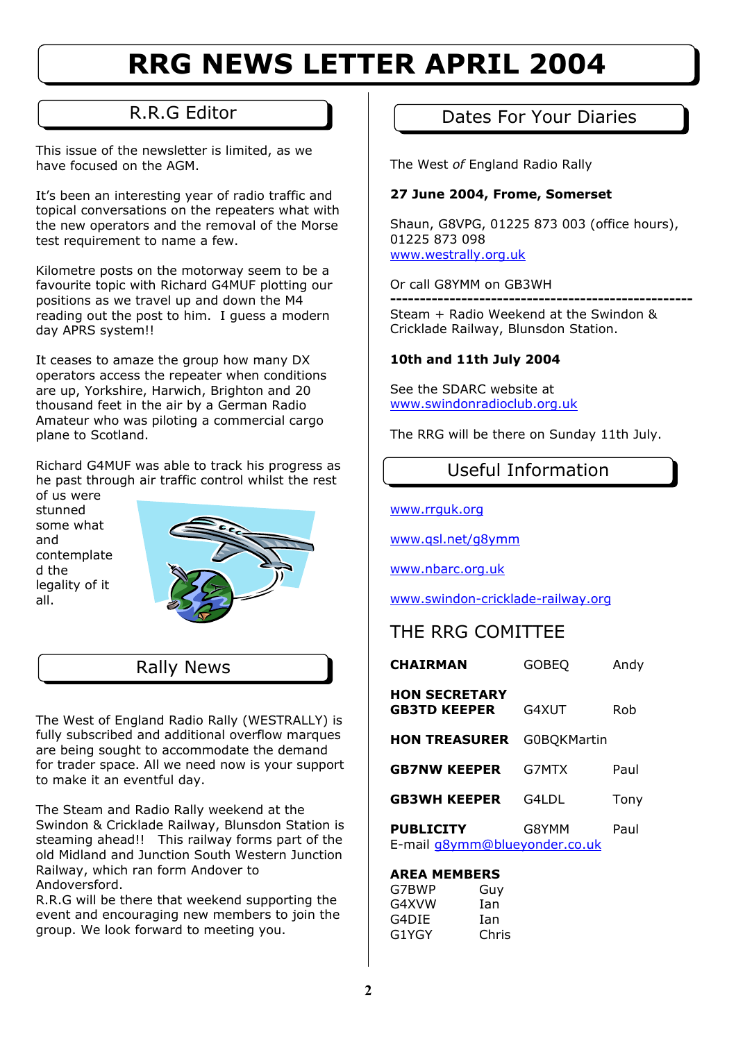# RRG NEWS LETTER APRIL 2004

## R.R.G Editor

This issue of the newsletter is limited, as we have focused on the AGM.

It's been an interesting year of radio traffic and topical conversations on the repeaters what with the new operators and the removal of the Morse test requirement to name a few.

Kilometre posts on the motorway seem to be a favourite topic with Richard G4MUF plotting our positions as we travel up and down the M4 reading out the post to him. I guess a modern day APRS system!!

It ceases to amaze the group how many DX operators access the repeater when conditions are up, Yorkshire, Harwich, Brighton and 20 thousand feet in the air by a German Radio Amateur who was piloting a commercial cargo plane to Scotland.

Richard G4MUF was able to track his progress as he past through air traffic control whilst the rest of us were stunned some what and contemplated the legality of it all.

## Rally News

The West of England Radio Rally (WESTRALLY) is fully subscribed and additional overflow marques are being sought to accommodate the demand for trader space. All we need now is your support to make it an eventful day.

The Steam and Radio Rally weekend at the Swindon & Cricklade Railway, Blunsdon Station is steaming ahead!! This railway forms part of the old Midland and Junction South Western Junction Railway, which ran form Andover to Andoversford.
R.R.G will be there that weekend supporting the event and encouraging new members to join the group. We look forward to meeting you.

## Dates For Your Diaries

The West *of* England Radio Rally

**27 June 2004, Frome, Somerset**

Shaun, G8VPG, 01225 873 003 (office hours), 01225 873 098
www.westrally.org.uk

Or call G8YMM on GB3WH

---

Steam + Radio Weekend at the Swindon & Cricklade Railway, Blunsdon Station.

**10th and 11th July 2004**

See the SDARC website at
www.swindonradioclub.org.uk

The RRG will be there on Sunday 11th July.

## Useful Information

www.rrguk.org

www.qsl.net/g8ymm

www.nbarc.org.uk

www.swindon-cricklade-railway.org

## THE RRG COMITTEE

| | | |
|---|---|---|
| **CHAIRMAN** | GOBEQ | Andy |
| **HON SECRETARY GB3TD KEEPER** | G4XUT | Rob |
| **HON TREASURER** | G0BQK | Martin |
| **GB7NW KEEPER** | G7MTX | Paul |
| **GB3WH KEEPER** | G4LDL | Tony |
| **PUBLICITY** | G8YMM | Paul |

E-mail g8ymm@blueyonder.co.uk

**AREA MEMBERS**

| | |
|---|---|
| G7BWP | Guy |
| G4XVW | Ian |
| G4DIE | Ian |
| G1YGY | Chris |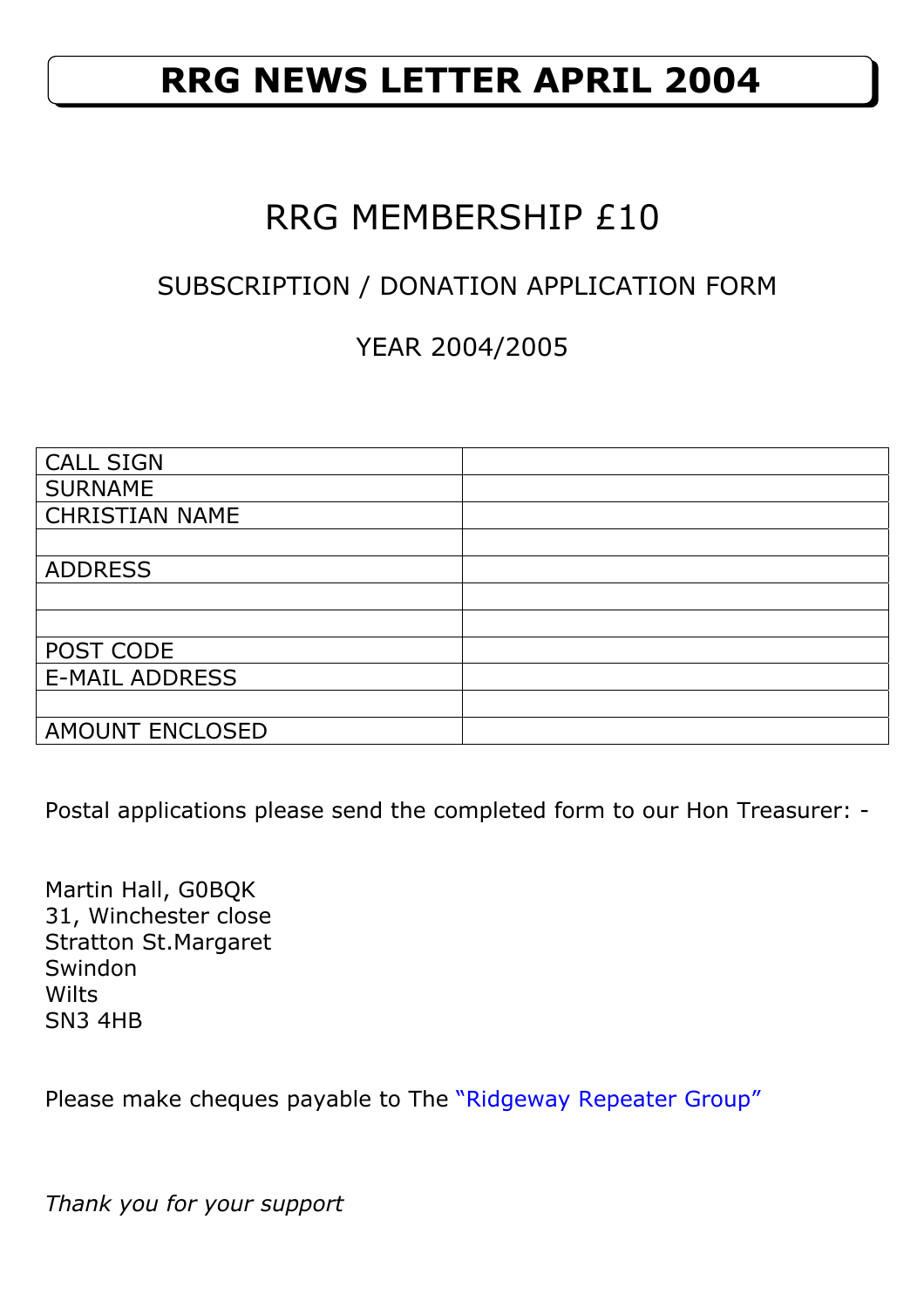# RRG NEWS LETTER APRIL 2004

## RRG MEMBERSHIP £10

### SUBSCRIPTION / DONATION APPLICATION FORM

### YEAR 2004/2005

| | |
|---|---|
| CALL SIGN | |
| SURNAME | |
| CHRISTIAN NAME | |
| | |
| ADDRESS | |
| | |
| | |
| POST CODE | |
| E-MAIL ADDRESS | |
| | |
| AMOUNT ENCLOSED | |

Postal applications please send the completed form to our Hon Treasurer: -

Martin Hall, G0BQK  
31, Winchester close  
Stratton St.Margaret  
Swindon  
Wilts  
SN3 4HB

Please make cheques payable to The "Ridgeway Repeater Group"

*Thank you for your support*